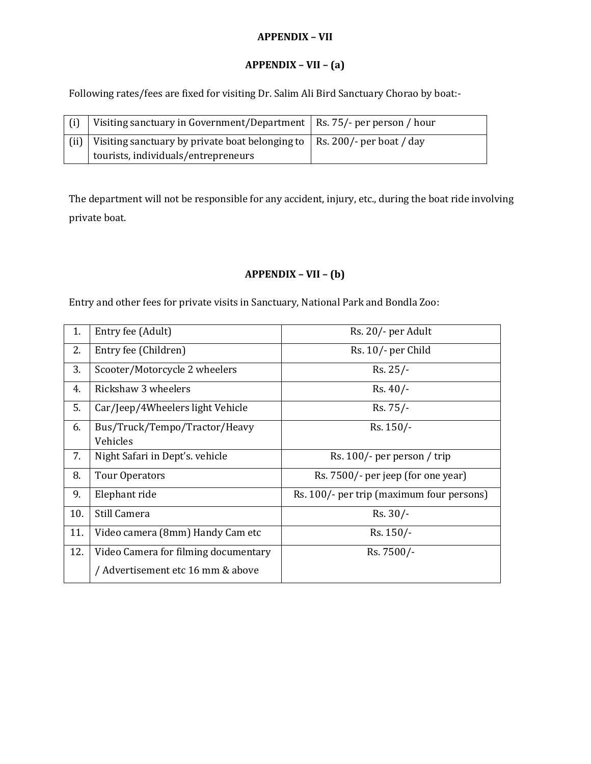## APPENDIX – VII

### APPENDIX – VII – (a)

Following rates/fees are fixed for visiting Dr. Salim Ali Bird Sanctuary Chorao by boat:-

| | | |
|---|---|---|
| (i) | Visiting sanctuary in Government/Department | Rs. 75/- per person / hour |
| (ii) | Visiting sanctuary by private boat belonging to tourists, individuals/entrepreneurs | Rs. 200/- per boat / day |

The department will not be responsible for any accident, injury, etc., during the boat ride involving private boat.

### APPENDIX – VII – (b)

Entry and other fees for private visits in Sanctuary, National Park and Bondla Zoo:

| | | |
|---|---|---|
| 1. | Entry fee (Adult) | Rs. 20/- per Adult |
| 2. | Entry fee (Children) | Rs. 10/- per Child |
| 3. | Scooter/Motorcycle 2 wheelers | Rs. 25/- |
| 4. | Rickshaw 3 wheelers | Rs. 40/- |
| 5. | Car/Jeep/4Wheelers light Vehicle | Rs. 75/- |
| 6. | Bus/Truck/Tempo/Tractor/Heavy Vehicles | Rs. 150/- |
| 7. | Night Safari in Dept's. vehicle | Rs. 100/- per person / trip |
| 8. | Tour Operators | Rs. 7500/- per jeep (for one year) |
| 9. | Elephant ride | Rs. 100/- per trip (maximum four persons) |
| 10. | Still Camera | Rs. 30/- |
| 11. | Video camera (8mm) Handy Cam etc | Rs. 150/- |
| 12. | Video Camera for filming documentary / Advertisement etc 16 mm & above | Rs. 7500/- |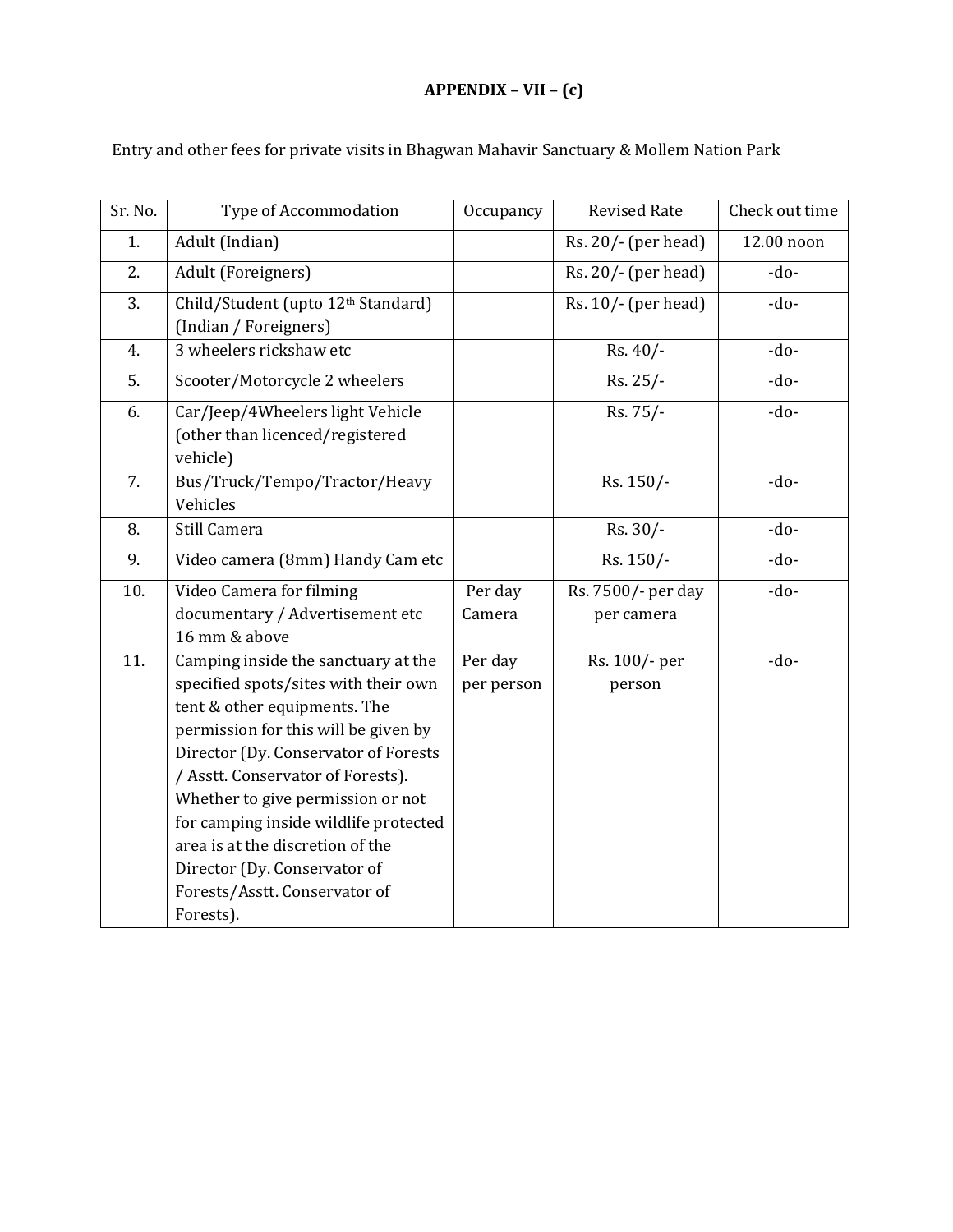**APPENDIX – VII – (c)**

Entry and other fees for private visits in Bhagwan Mahavir Sanctuary & Mollem Nation Park

| Sr. No. | Type of Accommodation | Occupancy | Revised Rate | Check out time |
|---|---|---|---|---|
| 1. | Adult (Indian) | | Rs. 20/- (per head) | 12.00 noon |
| 2. | Adult (Foreigners) | | Rs. 20/- (per head) | -do- |
| 3. | Child/Student (upto 12th Standard) (Indian / Foreigners) | | Rs. 10/- (per head) | -do- |
| 4. | 3 wheelers rickshaw etc | | Rs. 40/- | -do- |
| 5. | Scooter/Motorcycle 2 wheelers | | Rs. 25/- | -do- |
| 6. | Car/Jeep/4Wheelers light Vehicle (other than licenced/registered vehicle) | | Rs. 75/- | -do- |
| 7. | Bus/Truck/Tempo/Tractor/Heavy Vehicles | | Rs. 150/- | -do- |
| 8. | Still Camera | | Rs. 30/- | -do- |
| 9. | Video camera (8mm) Handy Cam etc | | Rs. 150/- | -do- |
| 10. | Video Camera for filming documentary / Advertisement etc 16 mm & above | Per day Camera | Rs. 7500/- per day per camera | -do- |
| 11. | Camping inside the sanctuary at the specified spots/sites with their own tent & other equipments. The permission for this will be given by Director (Dy. Conservator of Forests / Asstt. Conservator of Forests). Whether to give permission or not for camping inside wildlife protected area is at the discretion of the Director (Dy. Conservator of Forests/Asstt. Conservator of Forests). | Per day per person | Rs. 100/- per person | -do- |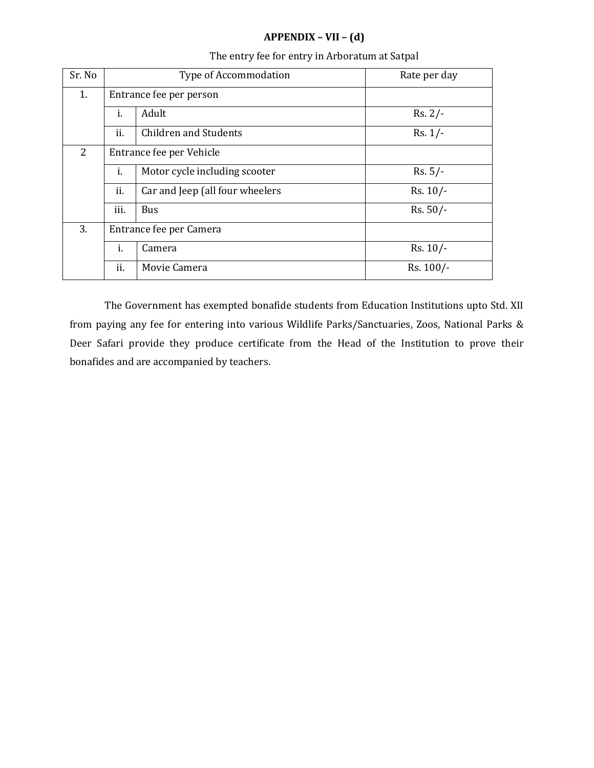**APPENDIX – VII – (d)**

The entry fee for entry in Arboratum at Satpal

| Sr. No | | Type of Accommodation | Rate per day |
|---|---|---|---|
| 1. | Entrance fee per person | | |
| | i. | Adult | Rs. 2/- |
| | ii. | Children and Students | Rs. 1/- |
| 2 | Entrance fee per Vehicle | | |
| | i. | Motor cycle including scooter | Rs. 5/- |
| | ii. | Car and Jeep (all four wheelers | Rs. 10/- |
| | iii. | Bus | Rs. 50/- |
| 3. | Entrance fee per Camera | | |
| | i. | Camera | Rs. 10/- |
| | ii. | Movie Camera | Rs. 100/- |

The Government has exempted bonafide students from Education Institutions upto Std. XII from paying any fee for entering into various Wildlife Parks/Sanctuaries, Zoos, National Parks & Deer Safari provide they produce certificate from the Head of the Institution to prove their bonafides and are accompanied by teachers.